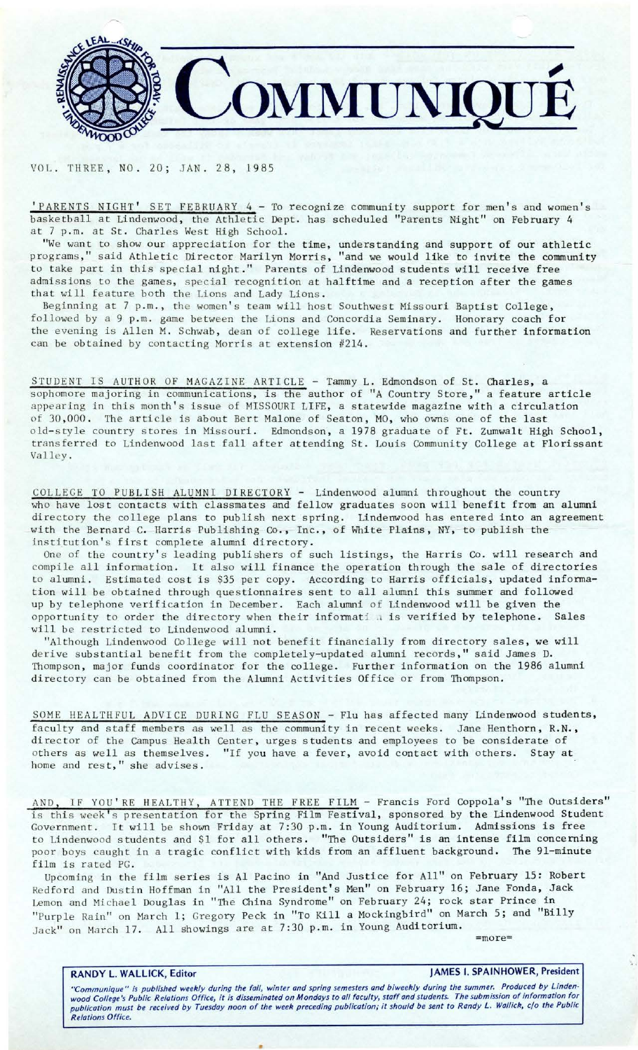# COMMUNIQUÉ

VOL. THREE, NO. 20; JAN. 28, 1985

**'PARENTS NIGHT' SET FEBRUARY 4** - To recognize community support for men's and women's basketball at Lindenwood, the Athletic Dept. has scheduled "Parents Night" on February 4 at 7 p.m. at St. Charles West High School.

"We want to show our appreciation for the time, understanding and support of our athletic programs," said Athletic Director Marilyn Morris, "and we would like to invite the community to take part in this special night." Parents of Lindenwood students will receive free admissions to the games, special recognition at halftime and a reception after the games that will feature both the Lions and Lady Lions.

Beginning at 7 p.m., the women's team will host Southwest Missouri Baptist College, followed by a 9 p.m. game between the Lions and Concordia Seminary. Honorary coach for the evening is Allen M. Schwab, dean of college life. Reservations and further information can be obtained by contacting Morris at extension #214.

**STUDENT IS AUTHOR OF MAGAZINE ARTICLE** - Tammy L. Edmondson of St. Charles, a sophomore majoring in communications, is the author of "A Country Store," a feature article appearing in this month's issue of MISSOURI LIFE, a statewide magazine with a circulation of 30,000. The article is about Bert Malone of Seaton, MO, who owns one of the last old-style country stores in Missouri. Edmondson, a 1978 graduate of Ft. Zumwalt High School, transferred to Lindenwood last fall after attending St. Louis Community College at Florissant Valley.

**COLLEGE TO PUBLISH ALUMNI DIRECTORY** - Lindenwood alumni throughout the country who have lost contacts with classmates and fellow graduates soon will benefit from an alumni directory the college plans to publish next spring. Lindenwood has entered into an agreement with the Bernard C. Harris Publishing Co., Inc., of White Plains, NY, to publish the institution's first complete alumni directory.

One of the country's leading publishers of such listings, the Harris Co. will research and compile all information. It also will finance the operation through the sale of directories to alumni. Estimated cost is $35 per copy. According to Harris officials, updated information will be obtained through questionnaires sent to all alumni this summer and followed up by telephone verification in December. Each alumni of Lindenwood will be given the opportunity to order the directory when their information is verified by telephone. Sales will be restricted to Lindenwood alumni.

"Although Lindenwood College will not benefit financially from directory sales, we will derive substantial benefit from the completely-updated alumni records," said James D. Thompson, major funds coordinator for the college. Further information on the 1986 alumni directory can be obtained from the Alumni Activities Office or from Thompson.

**SOME HEALTHFUL ADVICE DURING FLU SEASON** - Flu has affected many Lindenwood students, faculty and staff members as well as the community in recent weeks. Jane Henthorn, R.N., director of the Campus Health Center, urges students and employees to be considerate of others as well as themselves. "If you have a fever, avoid contact with others. Stay at home and rest," she advises.

**AND, IF YOU'RE HEALTHY, ATTEND THE FREE FILM** - Francis Ford Coppola's "The Outsiders" is this week's presentation for the Spring Film Festival, sponsored by the Lindenwood Student Government. It will be shown Friday at 7:30 p.m. in Young Auditorium. Admissions is free to Lindenwood students and $1 for all others. "The Outsiders" is an intense film concerning poor boys caught in a tragic conflict with kids from an affluent background. The 91-minute film is rated PG.

Upcoming in the film series is Al Pacino in "And Justice for All" on February 15: Robert Redford and Dustin Hoffman in "All the President's Men" on February 16; Jane Fonda, Jack Lemon and Michael Douglas in "The China Syndrome" on February 24; rock star Prince in "Purple Rain" on March 1; Gregory Peck in "To Kill a Mockingbird" on March 5; and "Billy Jack" on March 17. All showings are at 7:30 p.m. in Young Auditorium.

=more=

**RANDY L. WALLICK, Editor** — **JAMES I. SPAINHOWER, President**

*"Communique" is published weekly during the fall, winter and spring semesters and biweekly during the summer. Produced by Lindenwood College's Public Relations Office, it is disseminated on Mondays to all faculty, staff and students. The submission of information for publication must be received by Tuesday noon of the week preceding publication; it should be sent to Randy L. Wallick, c/o the Public Relations Office.*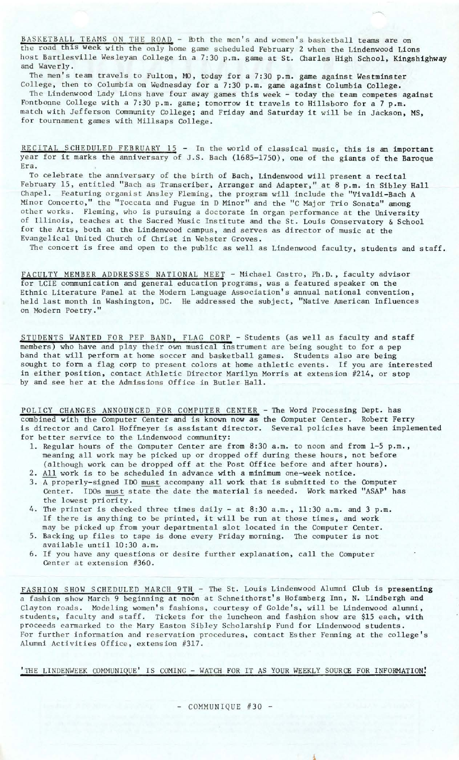**BASKETBALL TEAMS ON THE ROAD** - Both the men's and women's basketball teams are on the road this week with the only home game scheduled February 2 when the Lindenwood Lions host Bartlesville Wesleyan College in a 7:30 p.m. game at St. Charles High School, Kingshighway and Waverly.

The men's team travels to Fulton, MO, today for a 7:30 p.m. game against Westminster College, then to Columbia on Wednesday for a 7:30 p.m. game against Columbia College.

The Lindenwood Lady Lions have four away games this week - today the team competes against Fontbonne College with a 7:30 p.m. game; tomorrow it travels to Hillsboro for a 7 p.m. match with Jefferson Community College; and Friday and Saturday it will be in Jackson, MS, for tournament games with Millsaps College.

**RECITAL SCHEDULED FEBRUARY 15** - In the world of classical music, this is an important year for it marks the anniversary of J.S. Bach (1685-1750), one of the giants of the Baroque Era.

To celebrate the anniversary of the birth of Bach, Lindenwood will present a recital February 15, entitled "Bach as Transcriber, Arranger and Adapter," at 8 p.m. in Sibley Hall Chapel. Featuring organist Ansley Fleming, the program will include the "Vivaldi-Bach A Minor Concerto," the "Toccata and Fugue in D Minor" and the "C Major Trio Sonata" among other works. Fleming, who is pursuing a doctorate in organ performance at the University of Illinois, teaches at the Sacred Music Institute and the St. Louis Conservatory & School for the Arts, both at the Lindenwood campus, and serves as director of music at the Evangelical United Church of Christ in Webster Groves.

The concert is free and open to the public as well as Lindenwood faculty, students and staff.

**FACULTY MEMBER ADDRESSES NATIONAL MEET** - Michael Castro, Ph.D., faculty advisor for LCIE communication and general education programs, was a featured speaker on the Ethnic Literature Panel at the Modern Language Association's annual national convention, held last month in Washington, DC. He addressed the subject, "Native American Influences on Modern Poetry."

**STUDENTS WANTED FOR PEP BAND, FLAG CORP** - Students (as well as faculty and staff members) who have and play their own musical instrument are being sought to for a pep band that will perform at home soccer and basketball games. Students also are being sought to form a flag corp to present colors at home athletic events. If you are interested in either position, contact Athletic Director Marilyn Morris at extension #214, or stop by and see her at the Admissions Office in Butler Hall.

**POLICY CHANGES ANNOUNCED FOR COMPUTER CENTER** - The Word Processing Dept. has combined with the Computer Center and is known now as the Computer Center. Robert Ferry is director and Carol Hoffmeyer is assistant director. Several policies have been implemented for better service to the Lindenwood community:

1. Regular hours of the Computer Center are from 8:30 a.m. to noon and from 1-5 p.m., meaning all work may be picked up or dropped off during these hours, not before (although work can be dropped off at the Post Office before and after hours).
2. All work is to be scheduled in advance with a minimum one-week notice.
3. A properly-signed IDO must accompany all work that is submitted to the Computer Center. IDOs must state the date the material is needed. Work marked "ASAP' has the lowest priority.
4. The printer is checked three times daily - at 8:30 a.m., 11:30 a.m. and 3 p.m. If there is anything to be printed, it will be run at those times, and work may be picked up from your departmental slot located in the Computer Center.
5. Backing up files to tape is done every Friday morning. The computer is not available until 10:30 a.m.
6. If you have any questions or desire further explanation, call the Computer Center at extension #360.

**FASHION SHOW SCHEDULED MARCH 9TH** - The St. Louis Lindenwood Alumni Club is presenting a fashion show March 9 beginning at noon at Schneithorst's Hofamberg Inn, N. Lindbergh and Clayton roads. Modeling women's fashions, courtesy of Golde's, will be Lindenwood alumni, students, faculty and staff. Tickets for the luncheon and fashion show are $15 each, with proceeds earmarked to the Mary Easton Sibley Scholarship Fund for Lindenwood students. For further information and reservation procedures, contact Esther Fenning at the college's Alumni Activities Office, extension #317.

'THE LINDENWEEK COMMUNIQUE' IS COMING - WATCH FOR IT AS YOUR WEEKLY SOURCE FOR INFORMATION!

- COMMUNIQUE #30 -